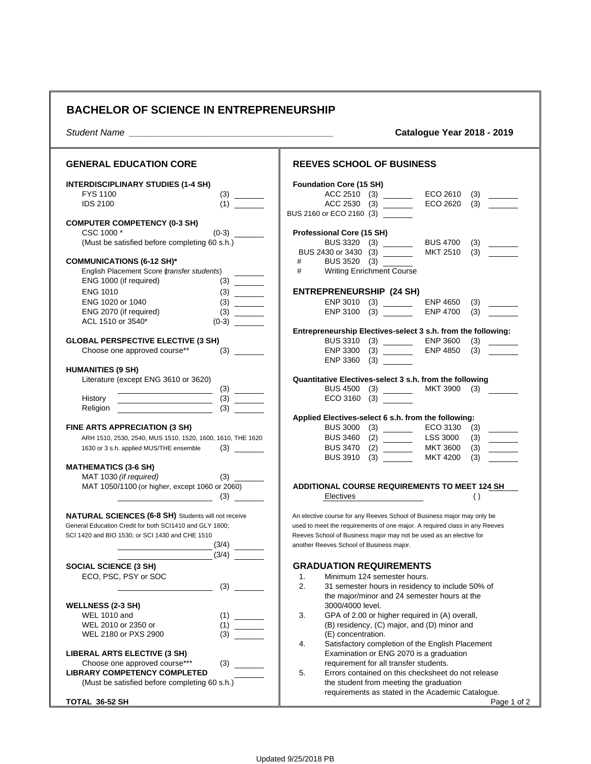# BACHELOR OF SCIENCE IN ENTREPRENEURSHIP

*Student Name* ________________________________________ **Catalogue Year 2018 - 2019**

## GENERAL EDUCATION CORE

**INTERDISCIPLINARY STUDIES (1-4 SH)**

- FYS 1100 (3) _______
- IDS 2100 (1) _______

**COMPUTER COMPETENCY (0-3 SH)**

- CSC 1000 * (0-3) _______
- (Must be satisfied before completing 60 s.h.)

**COMMUNICATIONS (6-12 SH)***

- English Placement Score (*transfer students*) _______
- ENG 1000 (if required) (3) _______
- ENG 1010 (3) _______
- ENG 1020 or 1040 (3) _______
- ENG 2070 (if required) (3) _______
- ACL 1510 or 3540* (0-3) _______

**GLOBAL PERSPECTIVE ELECTIVE (3 SH)**

- Choose one approved course** (3) _______

**HUMANITIES (9 SH)**

- Literature (except ENG 3610 or 3620) _______ (3) _______
- History _______ (3) _______
- Religion _______ (3) _______

**FINE ARTS APPRECIATION (3 SH)**

- ARH 1510, 2530, 2540, MUS 1510, 1520, 1600, 1610, THE 1620 1630 or 3 s.h. applied MUS/THE ensemble (3) _______

**MATHEMATICS (3-6 SH)**

- MAT 1030 *(if required)* (3) _______
- MAT 1050/1100 (or higher, except 1060 or 2060) _______ (3) _______

**NATURAL SCIENCES (6-8 SH)** Students will not receive General Education Credit for both SCI1410 and GLY 1600; SCI 1420 and BIO 1530; or SCI 1430 and CHE 1510

- _______ (3/4) _______
- _______ (3/4) _______

**SOCIAL SCIENCE (3 SH)**

- ECO, PSC, PSY or SOC _______ (3) _______

**WELLNESS (2-3 SH)**

- WEL 1010 and (1) _______
- WEL 2010 or 2350 or (1) _______
- WEL 2180 or PXS 2900 (3) _______

**LIBERAL ARTS ELECTIVE (3 SH)**

- Choose one approved course*** (3) _______

**LIBRARY COMPETENCY COMPLETED** _______

(Must be satisfied before completing 60 s.h.)

**TOTAL 36-52 SH**

## REEVES SCHOOL OF BUSINESS

**Foundation Core (15 SH)**

- ACC 2510 (3) _______
- ECO 2610 (3) _______
- ACC 2530 (3) _______
- ECO 2620 (3) _______
- BUS 2160 or ECO 2160 (3) _______

**Professional Core (15 SH)**

- BUS 3320 (3) _______
- BUS 4700 (3) _______
- BUS 2430 or 3430 (3) _______
- MKT 2510 (3) _______
- # BUS 3520 (3) _______
- # Writing Enrichment Course

## ENTREPRENEURSHIP (24 SH)

- ENP 3010 (3) _______
- ENP 4650 (3) _______
- ENP 3100 (3) _______
- ENP 4700 (3) _______

**Entrepreneurship Electives-select 3 s.h. from the following:**

- BUS 3310 (3) _______
- ENP 3600 (3) _______
- ENP 3300 (3) _______
- ENP 4850 (3) _______
- ENP 3360 (3) _______

**Quantitative Electives-select 3 s.h. from the following**

- BUS 4500 (3) _______
- MKT 3900 (3) _______
- ECO 3160 (3) _______

**Applied Electives-select 6 s.h. from the following:**

- BUS 3000 (3) _______
- ECO 3130 (3) _______
- BUS 3460 (2) _______
- LSS 3000 (3) _______
- BUS 3470 (2) _______
- MKT 3600 (3) _______
- BUS 3910 (3) _______
- MKT 4200 (3) _______

**ADDITIONAL COURSE REQUIREMENTS TO MEET 124 SH**

- Electives _______ ( )

An elective course for any Reeves School of Business major may only be used to meet the requirements of one major. A required class in any Reeves Reeves School of Business major may not be used as an elective for another Reeves School of Business major.

## GRADUATION REQUIREMENTS

1. Minimum 124 semester hours.
2. 31 semester hours in residency to include 50% of the major/minor and 24 semester hours at the 3000/4000 level.
3. GPA of 2.00 or higher required in (A) overall, (B) residency, (C) major, and (D) minor and (E) concentration.
4. Satisfactory completion of the English Placement Examination or ENG 2070 is a graduation requirement for all transfer students.
5. Errors contained on this checksheet do not release the student from meeting the graduation requirements as stated in the Academic Catalogue.

Updated 9/25/2018 PB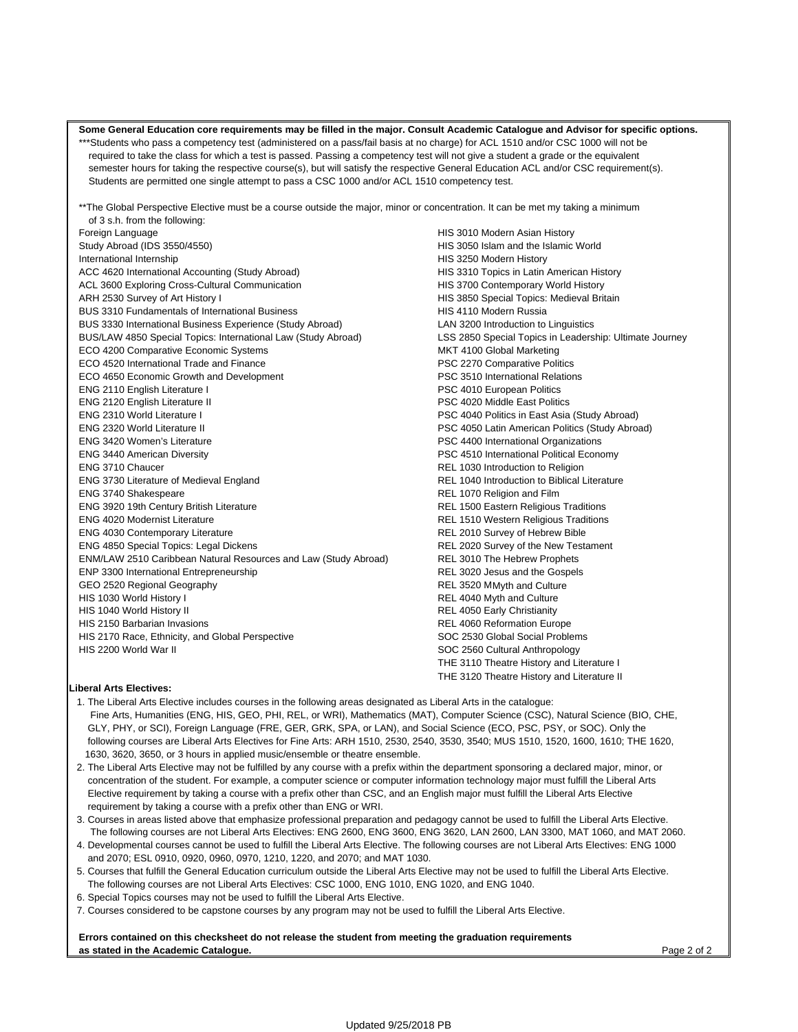**Some General Education core requirements may be filled in the major. Consult Academic Catalogue and Advisor for specific options.**

***Students who pass a competency test (administered on a pass/fail basis at no charge) for ACL 1510 and/or CSC 1000 will not be required to take the class for which a test is passed. Passing a competency test will not give a student a grade or the equivalent semester hours for taking the respective course(s), but will satisfy the respective General Education ACL and/or CSC requirement(s). Students are permitted one single attempt to pass a CSC 1000 and/or ACL 1510 competency test.

**The Global Perspective Elective must be a course outside the major, minor or concentration. It can be met my taking a minimum of 3 s.h. from the following:

- Foreign Language
- Study Abroad (IDS 3550/4550)
- International Internship
- ACC 4620 International Accounting (Study Abroad)
- ACL 3600 Exploring Cross-Cultural Communication
- ARH 2530 Survey of Art History I
- BUS 3310 Fundamentals of International Business
- BUS 3330 International Business Experience (Study Abroad)
- BUS/LAW 4850 Special Topics: International Law (Study Abroad)
- ECO 4200 Comparative Economic Systems
- ECO 4520 International Trade and Finance
- ECO 4650 Economic Growth and Development
- ENG 2110 English Literature I
- ENG 2120 English Literature II
- ENG 2310 World Literature I
- ENG 2320 World Literature II
- ENG 3420 Women's Literature
- ENG 3440 American Diversity
- ENG 3710 Chaucer
- ENG 3730 Literature of Medieval England
- ENG 3740 Shakespeare
- ENG 3920 19th Century British Literature
- ENG 4020 Modernist Literature
- ENG 4030 Contemporary Literature
- ENG 4850 Special Topics: Legal Dickens
- ENM/LAW 2510 Caribbean Natural Resources and Law (Study Abroad)
- ENP 3300 International Entrepreneurship
- GEO 2520 Regional Geography
- HIS 1030 World History I
- HIS 1040 World History II
- HIS 2150 Barbarian Invasions
- HIS 2170 Race, Ethnicity, and Global Perspective
- HIS 2200 World War II
- HIS 3010 Modern Asian History
- HIS 3050 Islam and the Islamic World
- HIS 3250 Modern History
- HIS 3310 Topics in Latin American History
- HIS 3700 Contemporary World History
- HIS 3850 Special Topics: Medieval Britain
- HIS 4110 Modern Russia
- LAN 3200 Introduction to Linguistics
- LSS 2850 Special Topics in Leadership: Ultimate Journey
- MKT 4100 Global Marketing
- PSC 2270 Comparative Politics
- PSC 3510 International Relations
- PSC 4010 European Politics
- PSC 4020 Middle East Politics
- PSC 4040 Politics in East Asia (Study Abroad)
- PSC 4050 Latin American Politics (Study Abroad)
- PSC 4400 International Organizations
- PSC 4510 International Political Economy
- REL 1030 Introduction to Religion
- REL 1040 Introduction to Biblical Literature
- REL 1070 Religion and Film
- REL 1500 Eastern Religious Traditions
- REL 1510 Western Religious Traditions
- REL 2010 Survey of Hebrew Bible
- REL 2020 Survey of the New Testament
- REL 3010 The Hebrew Prophets
- REL 3020 Jesus and the Gospels
- REL 3520 MMyth and Culture
- REL 4040 Myth and Culture
- REL 4050 Early Christianity
- REL 4060 Reformation Europe
- SOC 2530 Global Social Problems
- SOC 2560 Cultural Anthropology
- THE 3110 Theatre History and Literature I
- THE 3120 Theatre History and Literature II

**Liberal Arts Electives:**

1. The Liberal Arts Elective includes courses in the following areas designated as Liberal Arts in the catalogue: Fine Arts, Humanities (ENG, HIS, GEO, PHI, REL, or WRI), Mathematics (MAT), Computer Science (CSC), Natural Science (BIO, CHE, GLY, PHY, or SCI), Foreign Language (FRE, GER, GRK, SPA, or LAN), and Social Science (ECO, PSC, PSY, or SOC). Only the following courses are Liberal Arts Electives for Fine Arts: ARH 1510, 2530, 2540, 3530, 3540; MUS 1510, 1520, 1600, 1610; THE 1620, 1630, 3620, 3650, or 3 hours in applied music/ensemble or theatre ensemble.
2. The Liberal Arts Elective may not be fulfilled by any course with a prefix within the department sponsoring a declared major, minor, or concentration of the student. For example, a computer science or computer information technology major must fulfill the Liberal Arts Elective requirement by taking a course with a prefix other than CSC, and an English major must fulfill the Liberal Arts Elective requirement by taking a course with a prefix other than ENG or WRI.
3. Courses in areas listed above that emphasize professional preparation and pedagogy cannot be used to fulfill the Liberal Arts Elective. The following courses are not Liberal Arts Electives: ENG 2600, ENG 3600, ENG 3620, LAN 2600, LAN 3300, MAT 1060, and MAT 2060.
4. Developmental courses cannot be used to fulfill the Liberal Arts Elective. The following courses are not Liberal Arts Electives: ENG 1000 and 2070; ESL 0910, 0920, 0960, 0970, 1210, 1220, and 2070; and MAT 1030.
5. Courses that fulfill the General Education curriculum outside the Liberal Arts Elective may not be used to fulfill the Liberal Arts Elective. The following courses are not Liberal Arts Electives: CSC 1000, ENG 1010, ENG 1020, and ENG 1040.
6. Special Topics courses may not be used to fulfill the Liberal Arts Elective.
7. Courses considered to be capstone courses by any program may not be used to fulfill the Liberal Arts Elective.

**Errors contained on this checksheet do not release the student from meeting the graduation requirements as stated in the Academic Catalogue.**

Updated 9/25/2018 PB